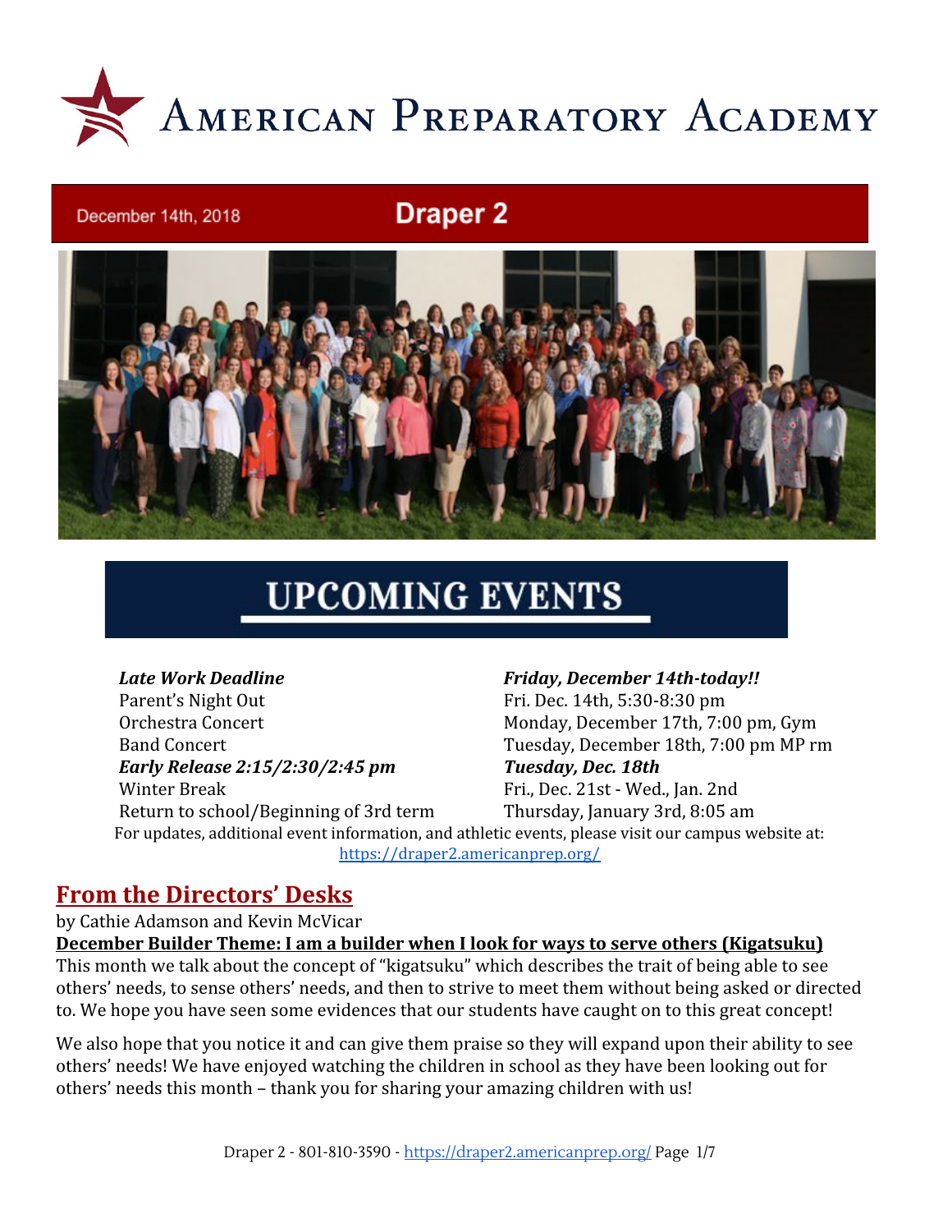# American Preparatory Academy

December 14th, 2018

## Draper 2

## UPCOMING EVENTS

| | |
|---|---|
| ***Late Work Deadline*** | ***Friday, December 14th-today!!*** |
| Parent's Night Out | Fri. Dec. 14th, 5:30-8:30 pm |
| Orchestra Concert | Monday, December 17th, 7:00 pm, Gym |
| Band Concert | Tuesday, December 18th, 7:00 pm MP rm |
| ***Early Release 2:15/2:30/2:45 pm*** | ***Tuesday, Dec. 18th*** |
| Winter Break | Fri., Dec. 21st - Wed., Jan. 2nd |
| Return to school/Beginning of 3rd term | Thursday, January 3rd, 8:05 am |

For updates, additional event information, and athletic events, please visit our campus website at: https://draper2.americanprep.org/

## From the Directors' Desks

by Cathie Adamson and Kevin McVicar

**December Builder Theme: I am a builder when I look for ways to serve others (Kigatsuku)**

This month we talk about the concept of "kigatsuku" which describes the trait of being able to see others' needs, to sense others' needs, and then to strive to meet them without being asked or directed to. We hope you have seen some evidences that our students have caught on to this great concept!

We also hope that you notice it and can give them praise so they will expand upon their ability to see others' needs! We have enjoyed watching the children in school as they have been looking out for others' needs this month – thank you for sharing your amazing children with us!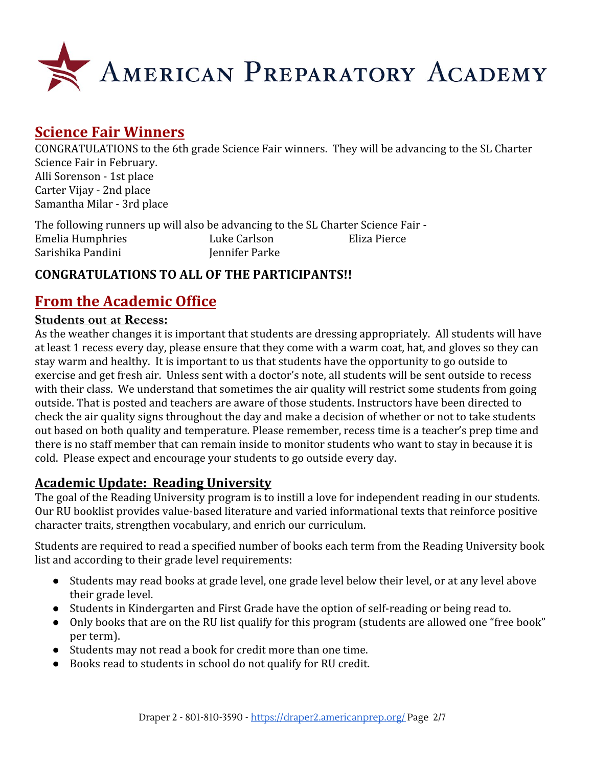# American Preparatory Academy

## Science Fair Winners

CONGRATULATIONS to the 6th grade Science Fair winners. They will be advancing to the SL Charter Science Fair in February.
Alli Sorenson - 1st place
Carter Vijay - 2nd place
Samantha Milar - 3rd place

The following runners up will also be advancing to the SL Charter Science Fair -

| | | |
|---|---|---|
| Emelia Humphries | Luke Carlson | Eliza Pierce |
| Sarishika Pandini | Jennifer Parke | |

**CONGRATULATIONS TO ALL OF THE PARTICIPANTS!!**

## From the Academic Office

### Students out at Recess:

As the weather changes it is important that students are dressing appropriately. All students will have at least 1 recess every day, please ensure that they come with a warm coat, hat, and gloves so they can stay warm and healthy. It is important to us that students have the opportunity to go outside to exercise and get fresh air. Unless sent with a doctor's note, all students will be sent outside to recess with their class. We understand that sometimes the air quality will restrict some students from going outside. That is posted and teachers are aware of those students. Instructors have been directed to check the air quality signs throughout the day and make a decision of whether or not to take students out based on both quality and temperature. Please remember, recess time is a teacher's prep time and there is no staff member that can remain inside to monitor students who want to stay in because it is cold. Please expect and encourage your students to go outside every day.

### Academic Update: Reading University

The goal of the Reading University program is to instill a love for independent reading in our students. Our RU booklist provides value-based literature and varied informational texts that reinforce positive character traits, strengthen vocabulary, and enrich our curriculum.

Students are required to read a specified number of books each term from the Reading University book list and according to their grade level requirements:

- Students may read books at grade level, one grade level below their level, or at any level above their grade level.
- Students in Kindergarten and First Grade have the option of self-reading or being read to.
- Only books that are on the RU list qualify for this program (students are allowed one "free book" per term).
- Students may not read a book for credit more than one time.
- Books read to students in school do not qualify for RU credit.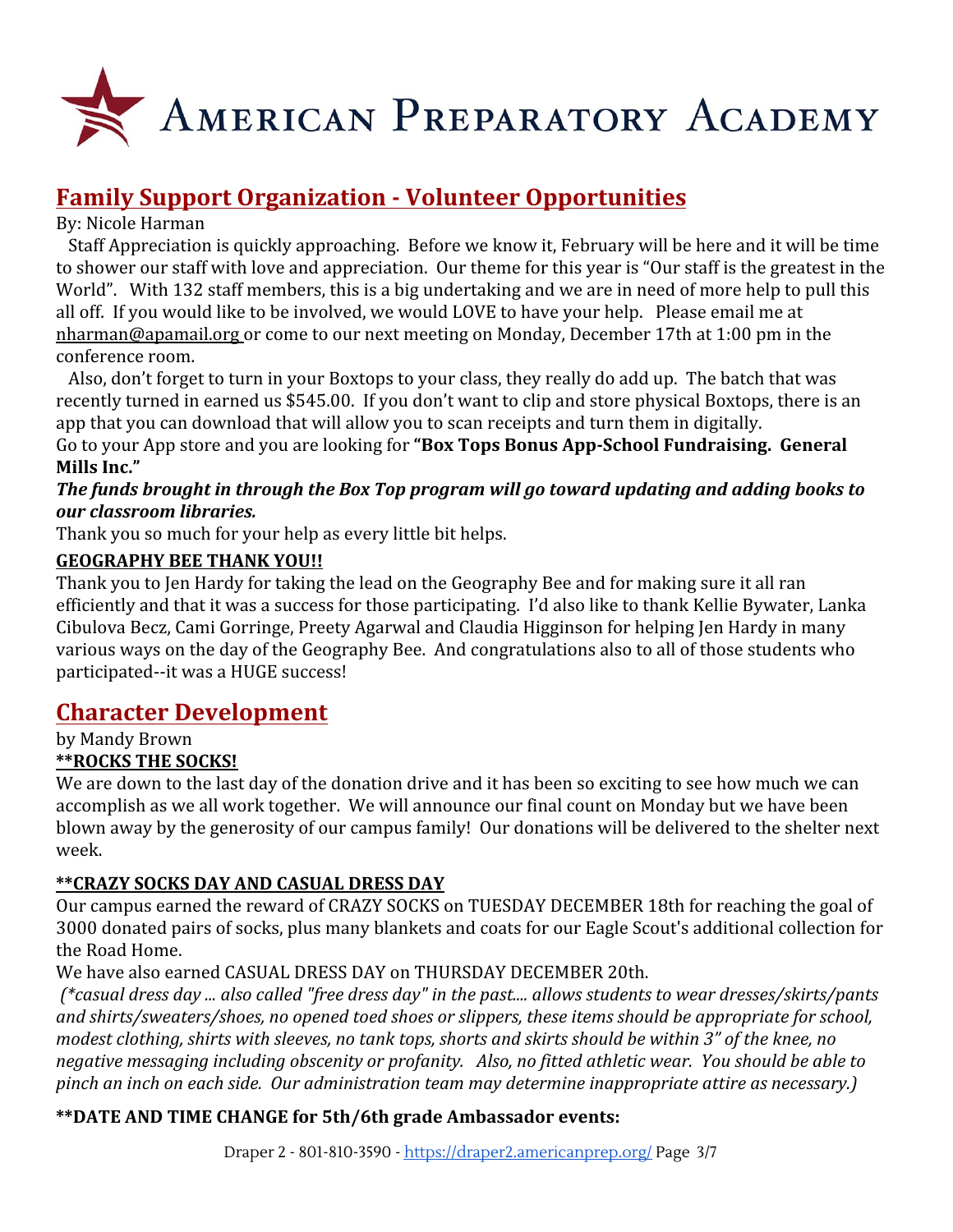# American Preparatory Academy

## Family Support Organization - Volunteer Opportunities

By: Nicole Harman

Staff Appreciation is quickly approaching. Before we know it, February will be here and it will be time to shower our staff with love and appreciation. Our theme for this year is "Our staff is the greatest in the World". With 132 staff members, this is a big undertaking and we are in need of more help to pull this all off. If you would like to be involved, we would LOVE to have your help. Please email me at nharman@apamail.org or come to our next meeting on Monday, December 17th at 1:00 pm in the conference room.

Also, don't forget to turn in your Boxtops to your class, they really do add up. The batch that was recently turned in earned us $545.00. If you don't want to clip and store physical Boxtops, there is an app that you can download that will allow you to scan receipts and turn them in digitally.

Go to your App store and you are looking for **"Box Tops Bonus App-School Fundraising. General Mills Inc."**

***The funds brought in through the Box Top program will go toward updating and adding books to our classroom libraries.***

Thank you so much for your help as every little bit helps.

**GEOGRAPHY BEE THANK YOU!!**

Thank you to Jen Hardy for taking the lead on the Geography Bee and for making sure it all ran efficiently and that it was a success for those participating. I'd also like to thank Kellie Bywater, Lanka Cibulova Becz, Cami Gorringe, Preety Agarwal and Claudia Higginson for helping Jen Hardy in many various ways on the day of the Geography Bee. And congratulations also to all of those students who participated--it was a HUGE success!

## Character Development

by Mandy Brown

**\*\*ROCKS THE SOCKS!**

We are down to the last day of the donation drive and it has been so exciting to see how much we can accomplish as we all work together. We will announce our final count on Monday but we have been blown away by the generosity of our campus family! Our donations will be delivered to the shelter next week.

**\*\*CRAZY SOCKS DAY AND CASUAL DRESS DAY**

Our campus earned the reward of CRAZY SOCKS on TUESDAY DECEMBER 18th for reaching the goal of 3000 donated pairs of socks, plus many blankets and coats for our Eagle Scout's additional collection for the Road Home.

We have also earned CASUAL DRESS DAY on THURSDAY DECEMBER 20th.

*(\*casual dress day ... also called "free dress day" in the past.... allows students to wear dresses/skirts/pants and shirts/sweaters/shoes, no opened toed shoes or slippers, these items should be appropriate for school, modest clothing, shirts with sleeves, no tank tops, shorts and skirts should be within 3" of the knee, no negative messaging including obscenity or profanity. Also, no fitted athletic wear. You should be able to pinch an inch on each side. Our administration team may determine inappropriate attire as necessary.)*

**\*\*DATE AND TIME CHANGE for 5th/6th grade Ambassador events:**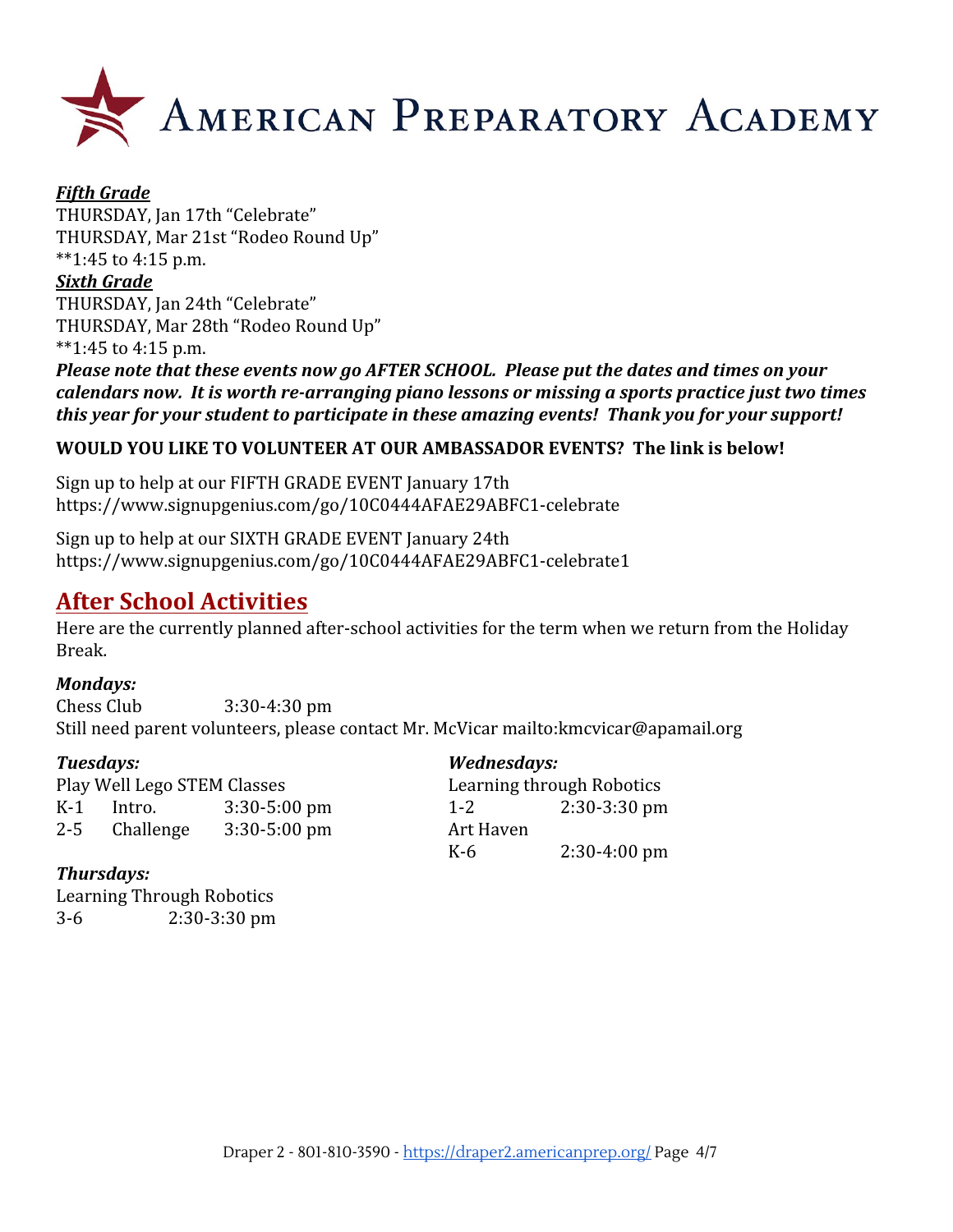***Fifth Grade***

THURSDAY, Jan 17th "Celebrate"
THURSDAY, Mar 21st "Rodeo Round Up"
**1:45 to 4:15 p.m.

***Sixth Grade***

THURSDAY, Jan 24th "Celebrate"
THURSDAY, Mar 28th "Rodeo Round Up"
**1:45 to 4:15 p.m.

***Please note that these events now go AFTER SCHOOL. Please put the dates and times on your calendars now. It is worth re-arranging piano lessons or missing a sports practice just two times this year for your student to participate in these amazing events! Thank you for your support!***

**WOULD YOU LIKE TO VOLUNTEER AT OUR AMBASSADOR EVENTS? The link is below!**

Sign up to help at our FIFTH GRADE EVENT January 17th
https://www.signupgenius.com/go/10C0444AFAE29ABFC1-celebrate

Sign up to help at our SIXTH GRADE EVENT January 24th
https://www.signupgenius.com/go/10C0444AFAE29ABFC1-celebrate1

## After School Activities

Here are the currently planned after-school activities for the term when we return from the Holiday Break.

***Mondays:***

Chess Club 3:30-4:30 pm
Still need parent volunteers, please contact Mr. McVicar mailto:kmcvicar@apamail.org

***Tuesdays:***

Play Well Lego STEM Classes

| | | |
|---|---|---|
| K-1 | Intro. | 3:30-5:00 pm |
| 2-5 | Challenge | 3:30-5:00 pm |

***Wednesdays:***

Learning through Robotics

| | |
|---|---|
| 1-2 | 2:30-3:30 pm |

Art Haven

| | |
|---|---|
| K-6 | 2:30-4:00 pm |

***Thursdays:***

Learning Through Robotics

| | |
|---|---|
| 3-6 | 2:30-3:30 pm |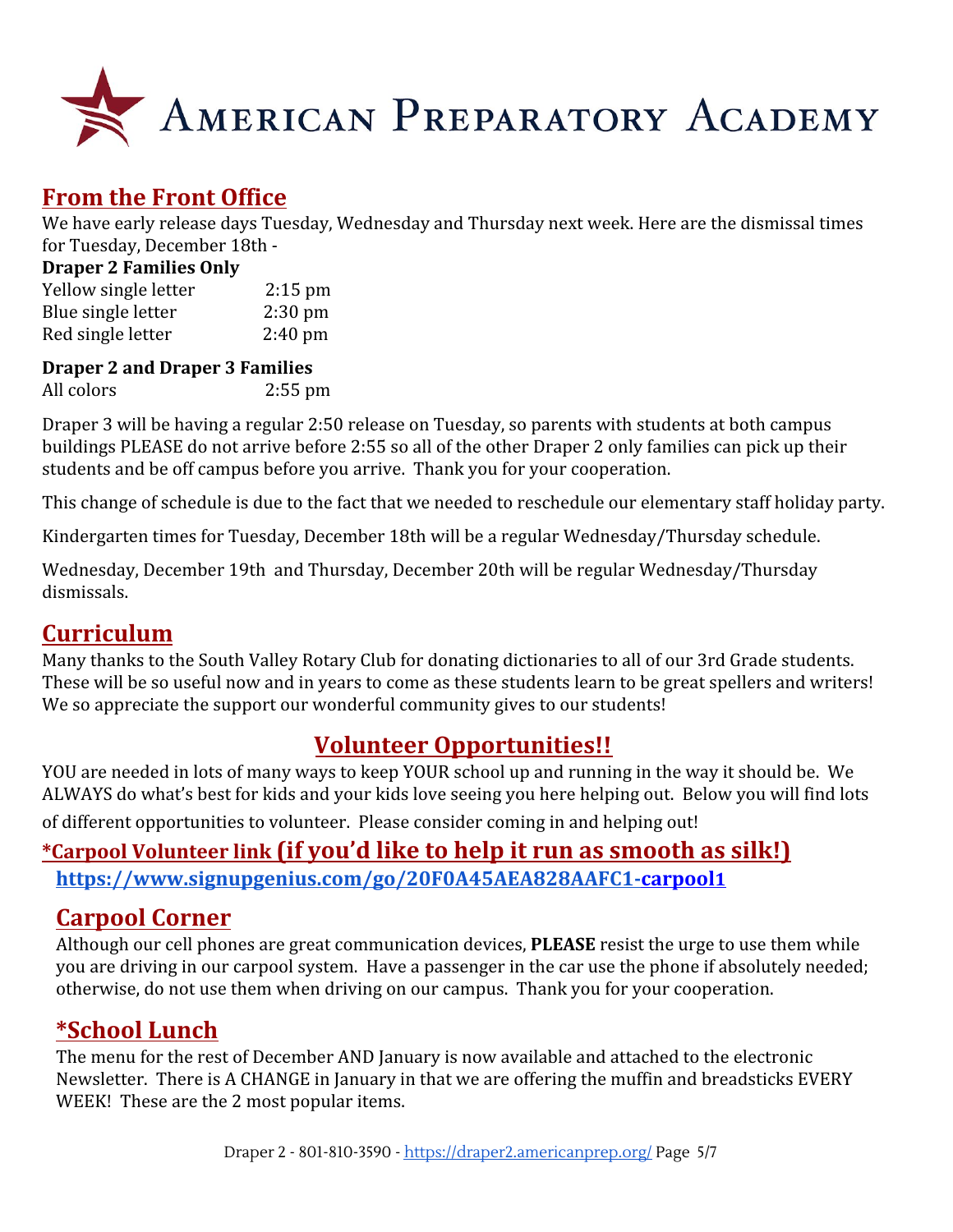# American Preparatory Academy

## From the Front Office

We have early release days Tuesday, Wednesday and Thursday next week. Here are the dismissal times for Tuesday, December 18th -

**Draper 2 Families Only**

| | |
|---|---|
| Yellow single letter | 2:15 pm |
| Blue single letter | 2:30 pm |
| Red single letter | 2:40 pm |

**Draper 2 and Draper 3 Families**

| | |
|---|---|
| All colors | 2:55 pm |

Draper 3 will be having a regular 2:50 release on Tuesday, so parents with students at both campus buildings PLEASE do not arrive before 2:55 so all of the other Draper 2 only families can pick up their students and be off campus before you arrive. Thank you for your cooperation.

This change of schedule is due to the fact that we needed to reschedule our elementary staff holiday party.

Kindergarten times for Tuesday, December 18th will be a regular Wednesday/Thursday schedule.

Wednesday, December 19th and Thursday, December 20th will be regular Wednesday/Thursday dismissals.

## Curriculum

Many thanks to the South Valley Rotary Club for donating dictionaries to all of our 3rd Grade students. These will be so useful now and in years to come as these students learn to be great spellers and writers! We so appreciate the support our wonderful community gives to our students!

## Volunteer Opportunities!!

YOU are needed in lots of many ways to keep YOUR school up and running in the way it should be. We ALWAYS do what's best for kids and your kids love seeing you here helping out. Below you will find lots of different opportunities to volunteer. Please consider coming in and helping out!

### *Carpool Volunteer link (if you'd like to help it run as smooth as silk!)

**https://www.signupgenius.com/go/20F0A45AEA828AAFC1-carpool1**

## Carpool Corner

Although our cell phones are great communication devices, **PLEASE** resist the urge to use them while you are driving in our carpool system. Have a passenger in the car use the phone if absolutely needed; otherwise, do not use them when driving on our campus. Thank you for your cooperation.

## *School Lunch

The menu for the rest of December AND January is now available and attached to the electronic Newsletter. There is A CHANGE in January in that we are offering the muffin and breadsticks EVERY WEEK! These are the 2 most popular items.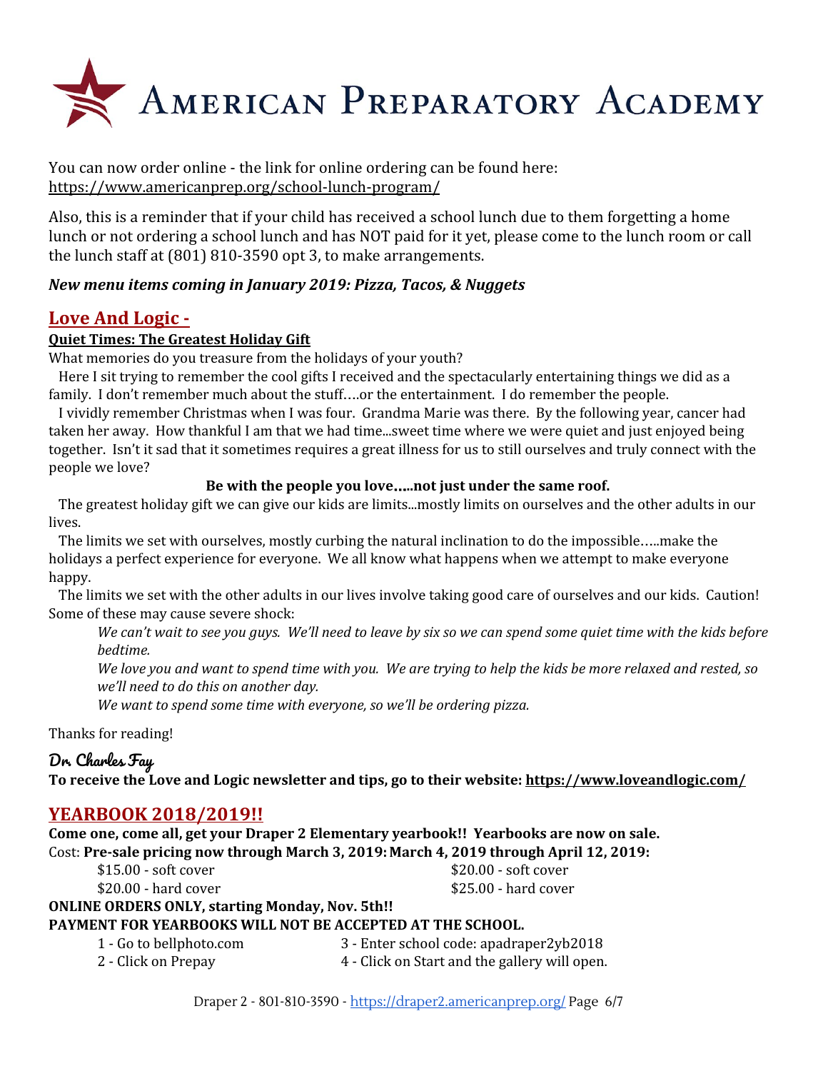# American Preparatory Academy

You can now order online - the link for online ordering can be found here:
https://www.americanprep.org/school-lunch-program/

Also, this is a reminder that if your child has received a school lunch due to them forgetting a home lunch or not ordering a school lunch and has NOT paid for it yet, please come to the lunch room or call the lunch staff at (801) 810-3590 opt 3, to make arrangements.

***New menu items coming in January 2019: Pizza, Tacos, & Nuggets***

## Love And Logic -

**Quiet Times: The Greatest Holiday Gift**

What memories do you treasure from the holidays of your youth?

Here I sit trying to remember the cool gifts I received and the spectacularly entertaining things we did as a family. I don't remember much about the stuff….or the entertainment. I do remember the people.

I vividly remember Christmas when I was four. Grandma Marie was there. By the following year, cancer had taken her away. How thankful I am that we had time...sweet time where we were quiet and just enjoyed being together. Isn't it sad that it sometimes requires a great illness for us to still ourselves and truly connect with the people we love?

**Be with the people you love…..not just under the same roof.**

The greatest holiday gift we can give our kids are limits...mostly limits on ourselves and the other adults in our lives.

The limits we set with ourselves, mostly curbing the natural inclination to do the impossible…..make the holidays a perfect experience for everyone. We all know what happens when we attempt to make everyone happy.

The limits we set with the other adults in our lives involve taking good care of ourselves and our kids. Caution! Some of these may cause severe shock:

*We can't wait to see you guys. We'll need to leave by six so we can spend some quiet time with the kids before bedtime.*

*We love you and want to spend time with you. We are trying to help the kids be more relaxed and rested, so we'll need to do this on another day.*

*We want to spend some time with everyone, so we'll be ordering pizza.*

Thanks for reading!

**Dr. Charles Fay**

**To receive the Love and Logic newsletter and tips, go to their website: https://www.loveandlogic.com/**

## YEARBOOK 2018/2019!!

**Come one, come all, get your Draper 2 Elementary yearbook!! Yearbooks are now on sale.**

Cost:

| **Pre-sale pricing now through March 3, 2019:** | **March 4, 2019 through April 12, 2019:** |
|---|---|
| $15.00 - soft cover | $20.00 - soft cover |
| $20.00 - hard cover | $25.00 - hard cover |

**ONLINE ORDERS ONLY, starting Monday, Nov. 5th!!**

**PAYMENT FOR YEARBOOKS WILL NOT BE ACCEPTED AT THE SCHOOL.**

1 - Go to bellphoto.com
2 - Click on Prepay
3 - Enter school code: apadraper2yb2018
4 - Click on Start and the gallery will open.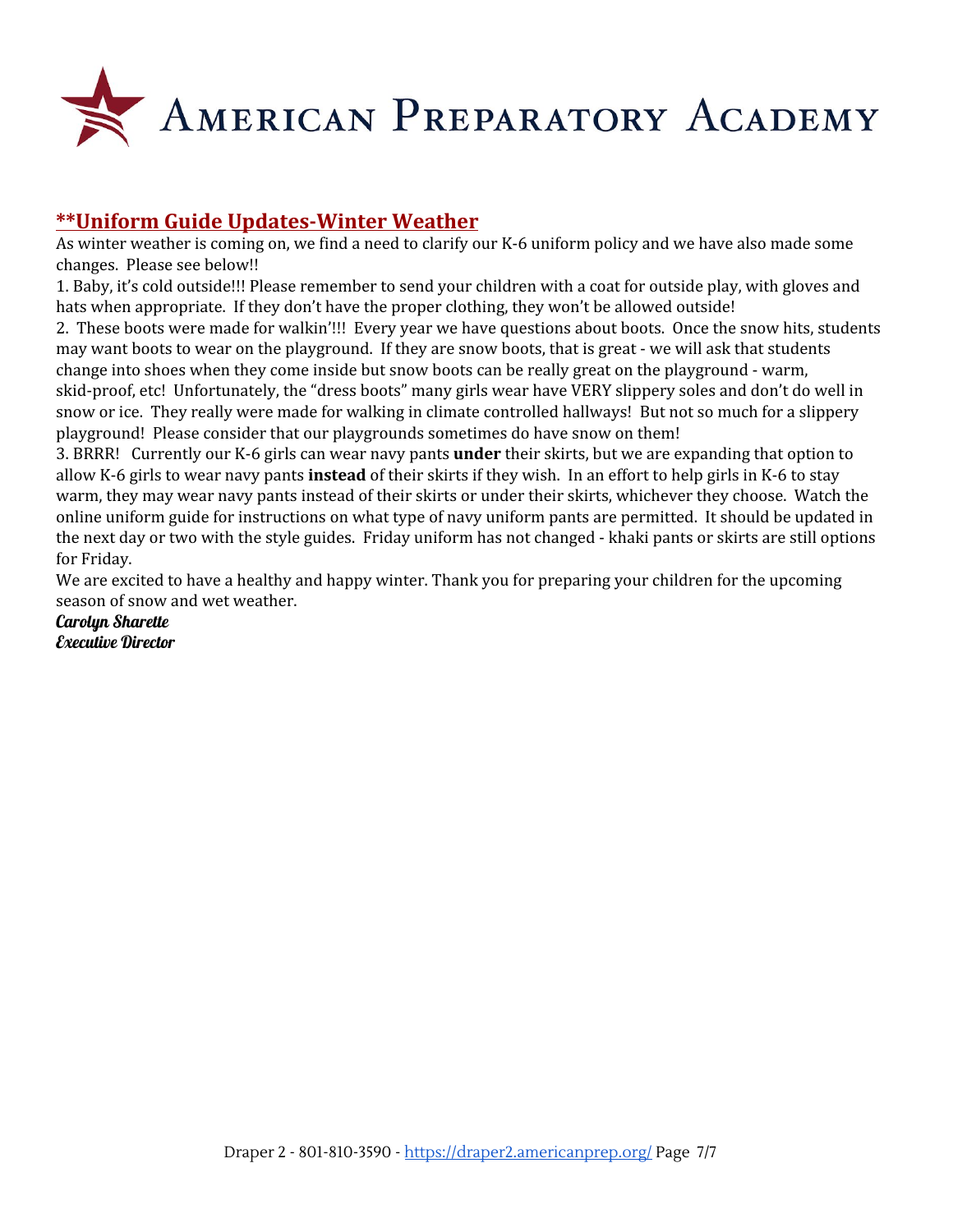# AMERICAN PREPARATORY ACADEMY

## **Uniform Guide Updates-Winter Weather

As winter weather is coming on, we find a need to clarify our K-6 uniform policy and we have also made some changes. Please see below!!

1. Baby, it's cold outside!!! Please remember to send your children with a coat for outside play, with gloves and hats when appropriate. If they don't have the proper clothing, they won't be allowed outside!
2. These boots were made for walkin'!!! Every year we have questions about boots. Once the snow hits, students may want boots to wear on the playground. If they are snow boots, that is great - we will ask that students change into shoes when they come inside but snow boots can be really great on the playground - warm, skid-proof, etc! Unfortunately, the "dress boots" many girls wear have VERY slippery soles and don't do well in snow or ice. They really were made for walking in climate controlled hallways! But not so much for a slippery playground! Please consider that our playgrounds sometimes do have snow on them!
3. BRRR! Currently our K-6 girls can wear navy pants **under** their skirts, but we are expanding that option to allow K-6 girls to wear navy pants **instead** of their skirts if they wish. In an effort to help girls in K-6 to stay warm, they may wear navy pants instead of their skirts or under their skirts, whichever they choose. Watch the online uniform guide for instructions on what type of navy uniform pants are permitted. It should be updated in the next day or two with the style guides. Friday uniform has not changed - khaki pants or skirts are still options for Friday.

We are excited to have a healthy and happy winter. Thank you for preparing your children for the upcoming season of snow and wet weather.

***Carolyn Sharette***
***Executive Director***